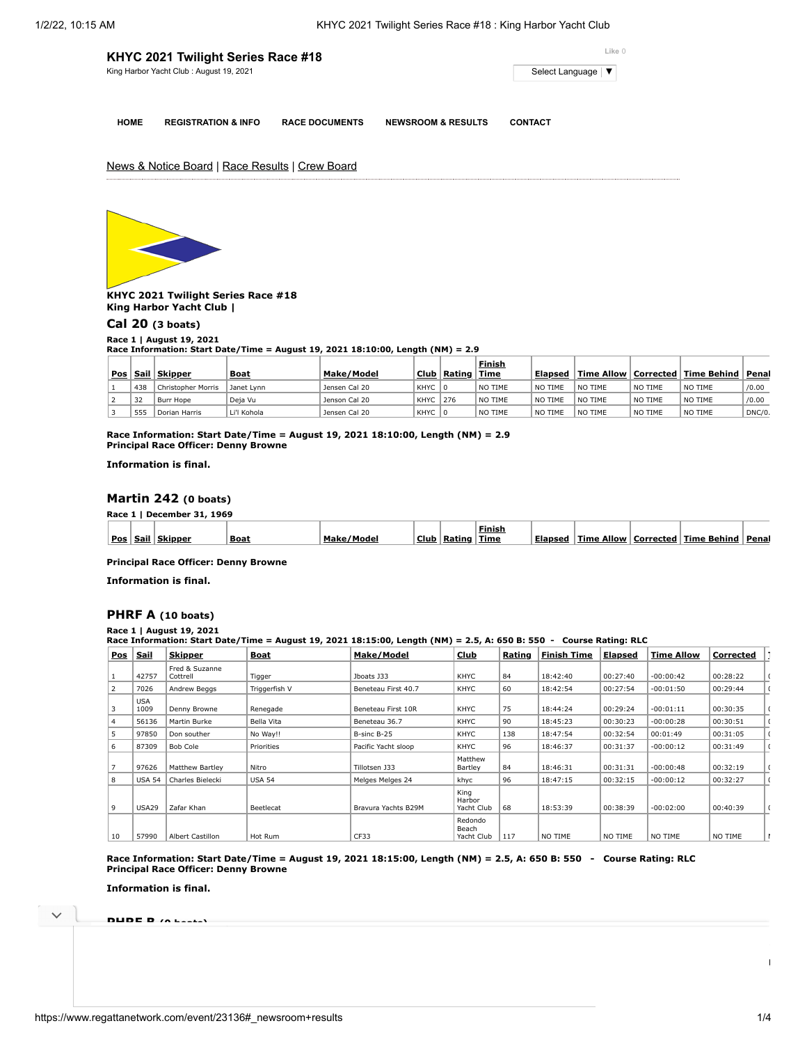# KHYC 2021 Twilight Series Race #18

King Harbor Yacht Club : August 19, 2021

Like 0

Select Language ▼

HOME | REGISTRATION & INFO | RACE DOCUMENTS | NEWSROOM & RESULTS | CONTACT

News & Notice Board | Race Results | Crew Board

**KHYC 2021 Twilight Series Race #18**
**King Harbor Yacht Club |**

## Cal 20 (3 boats)

**Race 1 | August 19, 2021**
**Race Information: Start Date/Time = August 19, 2021 18:10:00, Length (NM) = 2.9**

| Pos | Sail | Skipper | Boat | Make/Model | Club | Rating | Finish Time | Elapsed | Time Allow | Corrected | Time Behind | Penal |
|---|---|---|---|---|---|---|---|---|---|---|---|---|
| 1 | 438 | Christopher Morris | Janet Lynn | Jensen Cal 20 | KHYC | 0 | NO TIME | NO TIME | NO TIME | NO TIME | NO TIME | /0.00 |
| 2 | 32 | Burr Hope | Deja Vu | Jenson Cal 20 | KHYC | 276 | NO TIME | NO TIME | NO TIME | NO TIME | NO TIME | /0.00 |
| 3 | 555 | Dorian Harris | Li'l Kohola | Jensen Cal 20 | KHYC | 0 | NO TIME | NO TIME | NO TIME | NO TIME | NO TIME | DNC/0. |

**Race Information: Start Date/Time = August 19, 2021 18:10:00, Length (NM) = 2.9**
**Principal Race Officer: Denny Browne**

**Information is final.**

## Martin 242 (0 boats)

**Race 1 | December 31, 1969**

| Pos | Sail | Skipper | Boat | Make/Model | Club | Rating | Finish Time | Elapsed | Time Allow | Corrected | Time Behind | Penal |
|---|---|---|---|---|---|---|---|---|---|---|---|---|

**Principal Race Officer: Denny Browne**

**Information is final.**

## PHRF A (10 boats)

**Race 1 | August 19, 2021**
**Race Information: Start Date/Time = August 19, 2021 18:15:00, Length (NM) = 2.5, A: 650 B: 550 - Course Rating: RLC**

| Pos | Sail | Skipper | Boat | Make/Model | Club | Rating | Finish Time | Elapsed | Time Allow | Corrected |
|---|---|---|---|---|---|---|---|---|---|---|
| 1 | 42757 | Fred & Suzanne Cottrell | Tigger | Jboats J33 | KHYC | 84 | 18:42:40 | 00:27:40 | -00:00:42 | 00:28:22 |
| 2 | 7026 | Andrew Beggs | Triggerfish V | Beneteau First 40.7 | KHYC | 60 | 18:42:54 | 00:27:54 | -00:01:50 | 00:29:44 |
| 3 | USA 1009 | Denny Browne | Renegade | Beneteau First 10R | KHYC | 75 | 18:44:24 | 00:29:24 | -00:01:11 | 00:30:35 |
| 4 | 56136 | Martin Burke | Bella Vita | Beneteau 36.7 | KHYC | 90 | 18:45:23 | 00:30:23 | -00:00:28 | 00:30:51 |
| 5 | 97850 | Don souther | No Way!! | B-sinc B-25 | KHYC | 138 | 18:47:54 | 00:32:54 | 00:01:49 | 00:31:05 |
| 6 | 87309 | Bob Cole | Priorities | Pacific Yacht sloop | KHYC | 96 | 18:46:37 | 00:31:37 | -00:00:12 | 00:31:49 |
| 7 | 97626 | Matthew Bartley | Nitro | Tillotsen J33 | Matthew Bartley | 84 | 18:46:31 | 00:31:31 | -00:00:48 | 00:32:19 |
| 8 | USA 54 | Charles Bielecki | USA 54 | Melges Melges 24 | khyc | 96 | 18:47:15 | 00:32:15 | -00:00:12 | 00:32:27 |
| 9 | USA29 | Zafar Khan | Beetlecat | Bravura Yachts B29M | King Harbor Yacht Club | 68 | 18:53:39 | 00:38:39 | -00:02:00 | 00:40:39 |
| 10 | 57990 | Albert Castillon | Hot Rum | CF33 | Redondo Beach Yacht Club | 117 | NO TIME | NO TIME | NO TIME | NO TIME |

**Race Information: Start Date/Time = August 19, 2021 18:15:00, Length (NM) = 2.5, A: 650 B: 550 - Course Rating: RLC**
**Principal Race Officer: Denny Browne**

**Information is final.**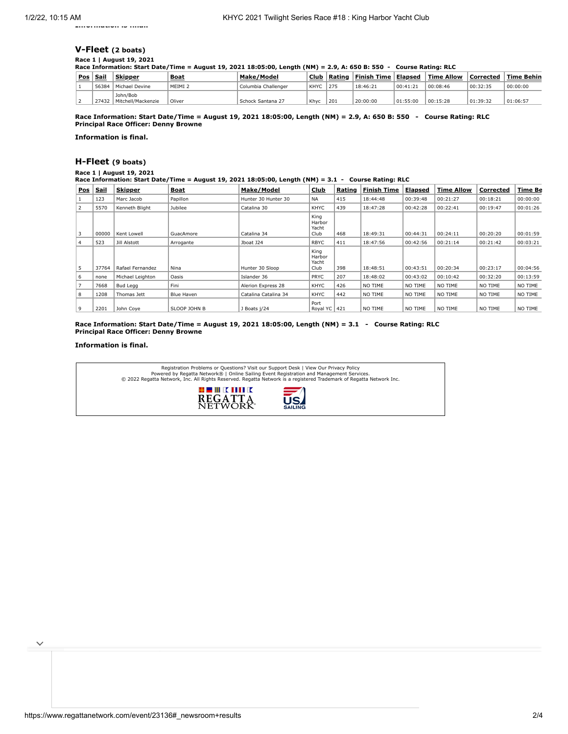Information is final.

## V-Fleet (2 boats)

**Race 1 | August 19, 2021**
**Race Information: Start Date/Time = August 19, 2021 18:05:00, Length (NM) = 2.9, A: 650 B: 550 - Course Rating: RLC**

| Pos | Sail | Skipper | Boat | Make/Model | Club | Rating | Finish Time | Elapsed | Time Allow | Corrected | Time Behin |
|---|---|---|---|---|---|---|---|---|---|---|---|
| 1 | 56384 | Michael Devine | MEIMI 2 | Columbia Challenger | KHYC | 275 | 18:46:21 | 00:41:21 | 00:08:46 | 00:32:35 | 00:00:00 |
| 2 | 27432 | John/Bob Mitchell/Mackenzie | Oliver | Schock Santana 27 | Khyc | 201 | 20:00:00 | 01:55:00 | 00:15:28 | 01:39:32 | 01:06:57 |

**Race Information: Start Date/Time = August 19, 2021 18:05:00, Length (NM) = 2.9, A: 650 B: 550 - Course Rating: RLC**
**Principal Race Officer: Denny Browne**

**Information is final.**

## H-Fleet (9 boats)

**Race 1 | August 19, 2021**
**Race Information: Start Date/Time = August 19, 2021 18:05:00, Length (NM) = 3.1 - Course Rating: RLC**

| Pos | Sail | Skipper | Boat | Make/Model | Club | Rating | Finish Time | Elapsed | Time Allow | Corrected | Time Be |
|---|---|---|---|---|---|---|---|---|---|---|---|
| 1 | 123 | Marc Jacob | Papillon | Hunter 30 Hunter 30 | NA | 415 | 18:44:48 | 00:39:48 | 00:21:27 | 00:18:21 | 00:00:00 |
| 2 | 5570 | Kenneth Blight | Jubilee | Catalina 30 | KHYC | 439 | 18:47:28 | 00:42:28 | 00:22:41 | 00:19:47 | 00:01:26 |
| 3 | 00000 | Kent Lowell | GuacAmore | Catalina 34 | King Harbor Yacht Club | 468 | 18:49:31 | 00:44:31 | 00:24:11 | 00:20:20 | 00:01:59 |
| 4 | 523 | Jill Alstott | Arrogante | Jboat J24 | RBYC | 411 | 18:47:56 | 00:42:56 | 00:21:14 | 00:21:42 | 00:03:21 |
| 5 | 37764 | Rafael Fernandez | Nina | Hunter 30 Sloop | King Harbor Yacht Club | 398 | 18:48:51 | 00:43:51 | 00:20:34 | 00:23:17 | 00:04:56 |
| 6 | none | Michael Leighton | Oasis | Islander 36 | PRYC | 207 | 18:48:02 | 00:43:02 | 00:10:42 | 00:32:20 | 00:13:59 |
| 7 | 7668 | Bud Legg | Fini | Alerion Express 28 | KHYC | 426 | NO TIME | NO TIME | NO TIME | NO TIME | NO TIME |
| 8 | 1208 | Thomas Jett | Blue Haven | Catalina Catalina 34 | KHYC | 442 | NO TIME | NO TIME | NO TIME | NO TIME | NO TIME |
| 9 | 2201 | John Coye | SLOOP JOHN B | J Boats j/24 | Port Royal YC | 421 | NO TIME | NO TIME | NO TIME | NO TIME | NO TIME |

**Race Information: Start Date/Time = August 19, 2021 18:05:00, Length (NM) = 3.1 - Course Rating: RLC**
**Principal Race Officer: Denny Browne**

**Information is final.**

Registration Problems or Questions? Visit our Support Desk | View Our Privacy Policy
Powered by Regatta Network® | Online Sailing Event Registration and Management Services.
© 2022 Regatta Network, Inc. All Rights Reserved. Regatta Network is a registered Trademark of Regatta Network Inc.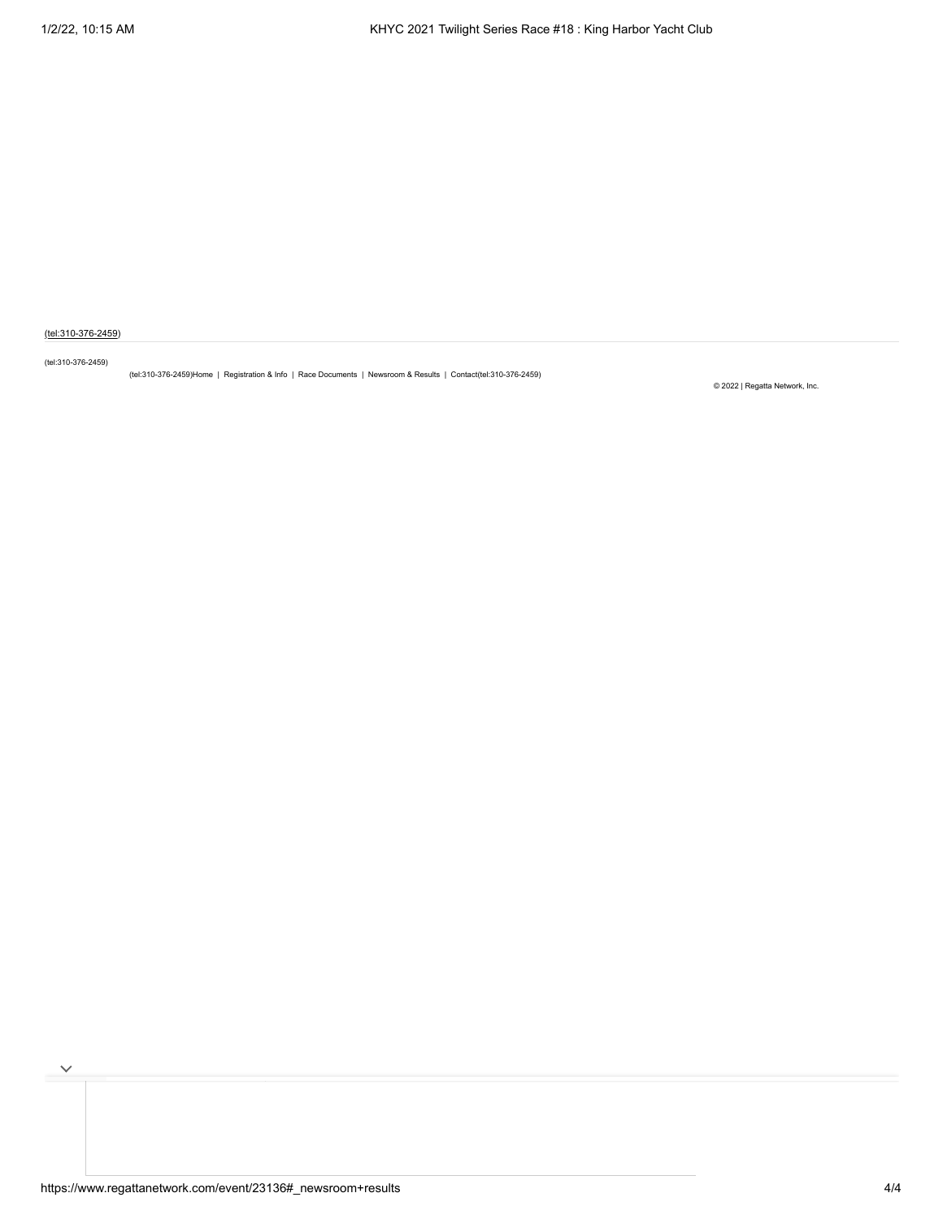(tel:310-376-2459)

(tel:310-376-2459)

(tel:310-376-2459)Home | Registration & Info | Race Documents | Newsroom & Results | Contact(tel:310-376-2459)

© 2022 | Regatta Network, Inc.